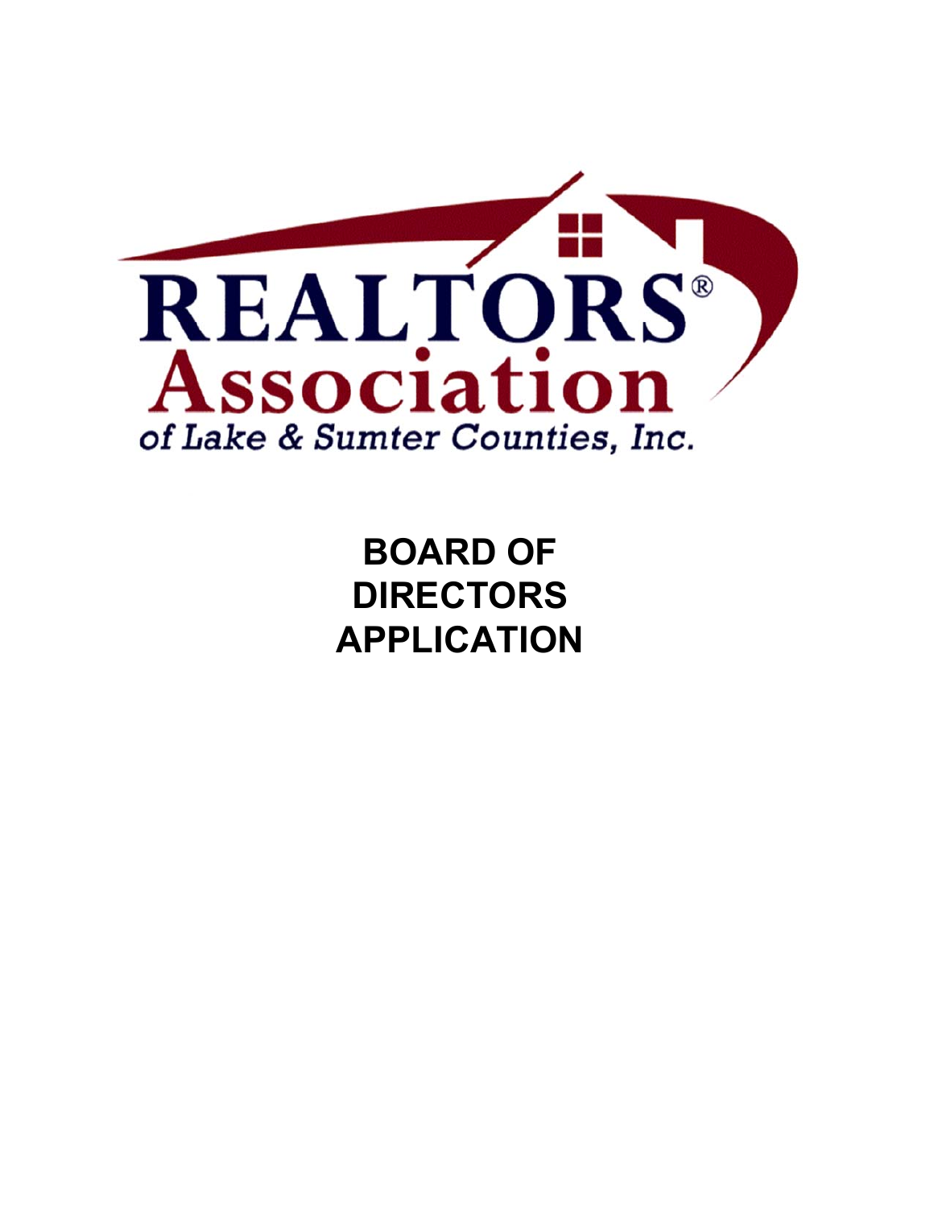REALTORS® Association of Lake & Sumter Counties, Inc.

# BOARD OF DIRECTORS APPLICATION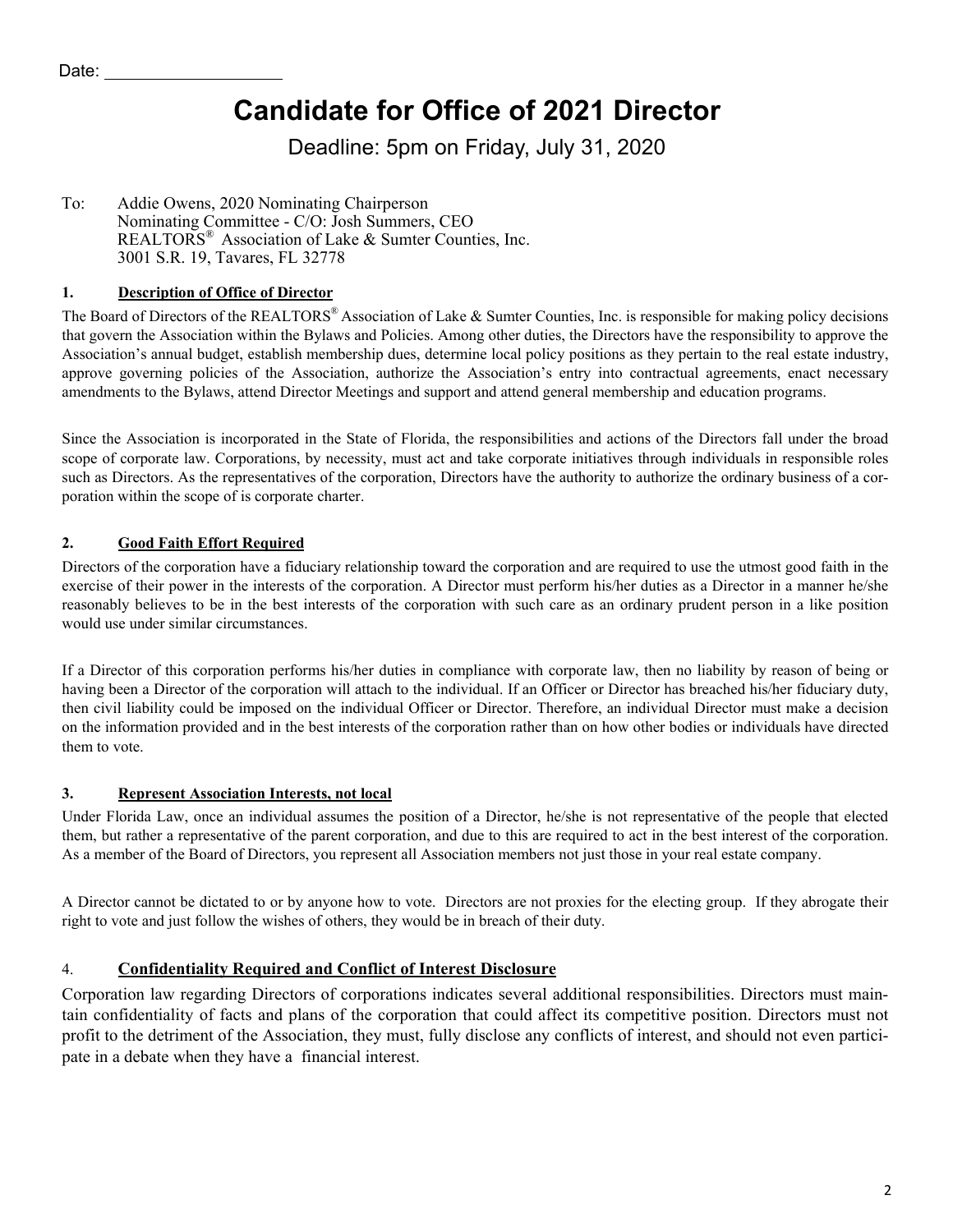Date: \_\_\_\_\_\_\_\_\_\_\_\_\_\_\_\_\_\_\_\_

# Candidate for Office of 2021 Director

Deadline: 5pm on Friday, July 31, 2020

To: Addie Owens, 2020 Nominating Chairperson
Nominating Committee - C/O: Josh Summers, CEO
REALTORS® Association of Lake & Sumter Counties, Inc.
3001 S.R. 19, Tavares, FL 32778

### 1. Description of Office of Director

The Board of Directors of the REALTORS® Association of Lake & Sumter Counties, Inc. is responsible for making policy decisions that govern the Association within the Bylaws and Policies. Among other duties, the Directors have the responsibility to approve the Association's annual budget, establish membership dues, determine local policy positions as they pertain to the real estate industry, approve governing policies of the Association, authorize the Association's entry into contractual agreements, enact necessary amendments to the Bylaws, attend Director Meetings and support and attend general membership and education programs.

Since the Association is incorporated in the State of Florida, the responsibilities and actions of the Directors fall under the broad scope of corporate law. Corporations, by necessity, must act and take corporate initiatives through individuals in responsible roles such as Directors. As the representatives of the corporation, Directors have the authority to authorize the ordinary business of a corporation within the scope of is corporate charter.

### 2. Good Faith Effort Required

Directors of the corporation have a fiduciary relationship toward the corporation and are required to use the utmost good faith in the exercise of their power in the interests of the corporation. A Director must perform his/her duties as a Director in a manner he/she reasonably believes to be in the best interests of the corporation with such care as an ordinary prudent person in a like position would use under similar circumstances.

If a Director of this corporation performs his/her duties in compliance with corporate law, then no liability by reason of being or having been a Director of the corporation will attach to the individual. If an Officer or Director has breached his/her fiduciary duty, then civil liability could be imposed on the individual Officer or Director. Therefore, an individual Director must make a decision on the information provided and in the best interests of the corporation rather than on how other bodies or individuals have directed them to vote.

### 3. Represent Association Interests, not local

Under Florida Law, once an individual assumes the position of a Director, he/she is not representative of the people that elected them, but rather a representative of the parent corporation, and due to this are required to act in the best interest of the corporation. As a member of the Board of Directors, you represent all Association members not just those in your real estate company.

A Director cannot be dictated to or by anyone how to vote. Directors are not proxies for the electing group. If they abrogate their right to vote and just follow the wishes of others, they would be in breach of their duty.

### 4. Confidentiality Required and Conflict of Interest Disclosure

Corporation law regarding Directors of corporations indicates several additional responsibilities. Directors must maintain confidentiality of facts and plans of the corporation that could affect its competitive position. Directors must not profit to the detriment of the Association, they must, fully disclose any conflicts of interest, and should not even participate in a debate when they have a financial interest.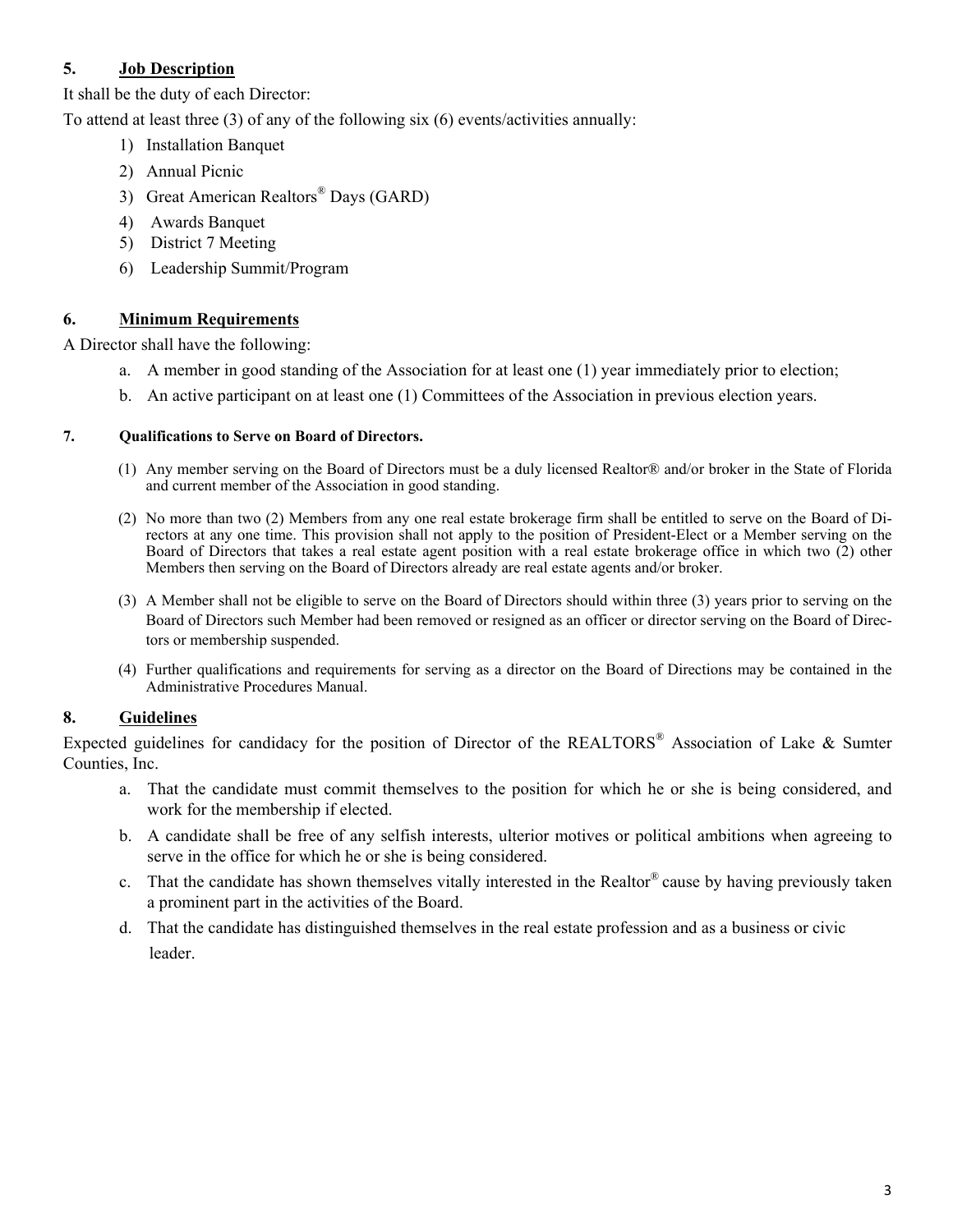## 5. Job Description

It shall be the duty of each Director:

To attend at least three (3) of any of the following six (6) events/activities annually:

1) Installation Banquet
2) Annual Picnic
3) Great American Realtors® Days (GARD)
4) Awards Banquet
5) District 7 Meeting
6) Leadership Summit/Program

## 6. Minimum Requirements

A Director shall have the following:

a. A member in good standing of the Association for at least one (1) year immediately prior to election;

b. An active participant on at least one (1) Committees of the Association in previous election years.

## 7. Qualifications to Serve on Board of Directors.

(1) Any member serving on the Board of Directors must be a duly licensed Realtor® and/or broker in the State of Florida and current member of the Association in good standing.

(2) No more than two (2) Members from any one real estate brokerage firm shall be entitled to serve on the Board of Directors at any one time. This provision shall not apply to the position of President-Elect or a Member serving on the Board of Directors that takes a real estate agent position with a real estate brokerage office in which two (2) other Members then serving on the Board of Directors already are real estate agents and/or broker.

(3) A Member shall not be eligible to serve on the Board of Directors should within three (3) years prior to serving on the Board of Directors such Member had been removed or resigned as an officer or director serving on the Board of Directors or membership suspended.

(4) Further qualifications and requirements for serving as a director on the Board of Directions may be contained in the Administrative Procedures Manual.

## 8. Guidelines

Expected guidelines for candidacy for the position of Director of the REALTORS® Association of Lake & Sumter Counties, Inc.

a. That the candidate must commit themselves to the position for which he or she is being considered, and work for the membership if elected.

b. A candidate shall be free of any selfish interests, ulterior motives or political ambitions when agreeing to serve in the office for which he or she is being considered.

c. That the candidate has shown themselves vitally interested in the Realtor® cause by having previously taken a prominent part in the activities of the Board.

d. That the candidate has distinguished themselves in the real estate profession and as a business or civic leader.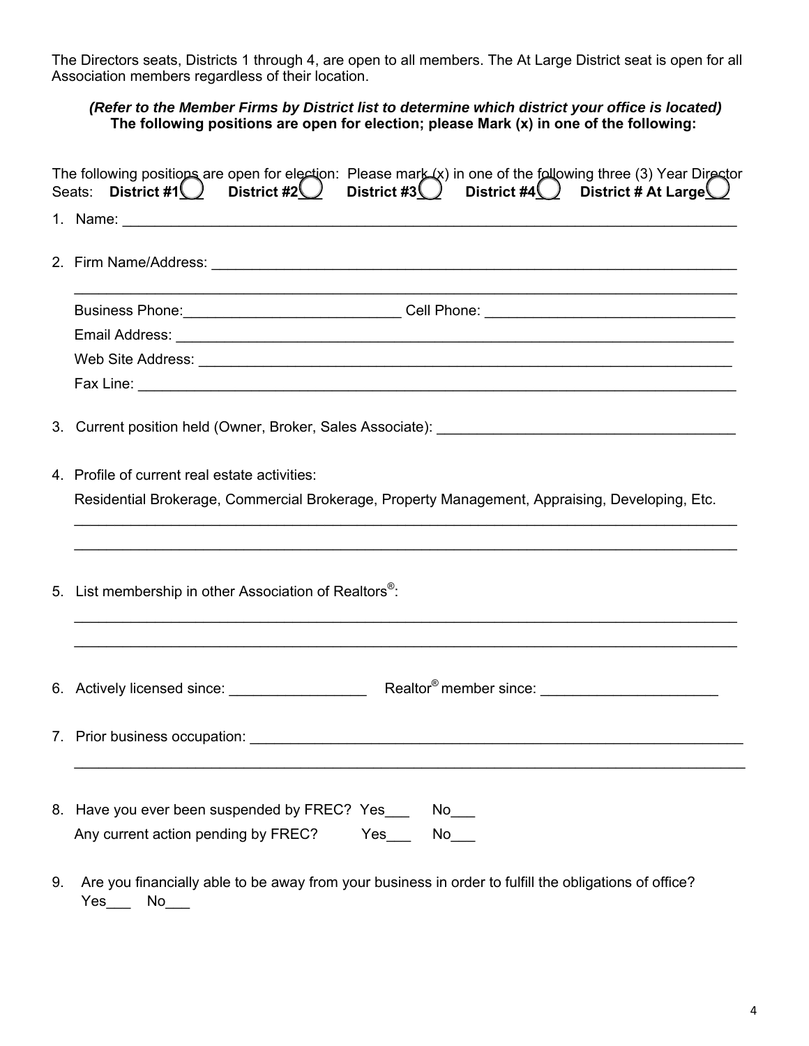The Directors seats, Districts 1 through 4, are open to all members. The At Large District seat is open for all Association members regardless of their location.

***(Refer to the Member Firms by District list to determine which district your office is located)***
**The following positions are open for election; please Mark (x) in one of the following:**

The following positions are open for election: Please mark (x) in one of the following three (3) Year Director Seats: **District #1** ___ **District #2** ___ **District #3** ___ **District #4** ___ **District # At Large** ___

1. Name: ______________________________________________________________________________

2. Firm Name/Address: ___________________________________________________________________

   ______________________________________________________________________________________

   Business Phone:___________________________ Cell Phone: _______________________________

   Email Address: ______________________________________________________________________

   Web Site Address: ___________________________________________________________________

   Fax Line: ___________________________________________________________________________

3. Current position held (Owner, Broker, Sales Associate): _____________________________________

4. Profile of current real estate activities:

   Residential Brokerage, Commercial Brokerage, Property Management, Appraising, Developing, Etc.

   ______________________________________________________________________________________

   ______________________________________________________________________________________

5. List membership in other Association of Realtors®:

   ______________________________________________________________________________________

   ______________________________________________________________________________________

6. Actively licensed since: _________________ Realtor® member since: ______________________

7. Prior business occupation: ___________________________________________________________

   ______________________________________________________________________________________

8. Have you ever been suspended by FREC? Yes___ No___

   Any current action pending by FREC? Yes___ No___

9. Are you financially able to be away from your business in order to fulfill the obligations of office?
   Yes___ No___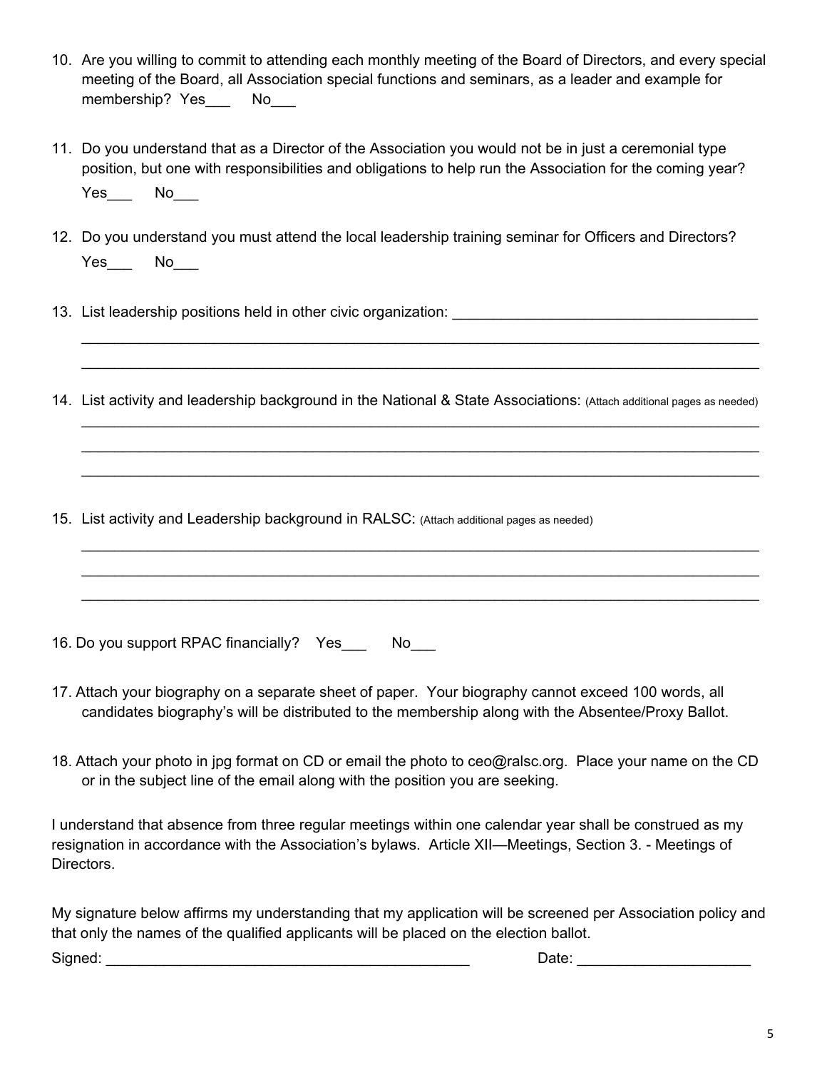10. Are you willing to commit to attending each monthly meeting of the Board of Directors, and every special meeting of the Board, all Association special functions and seminars, as a leader and example for membership? Yes___ No___

11. Do you understand that as a Director of the Association you would not be in just a ceremonial type position, but one with responsibilities and obligations to help run the Association for the coming year?
    Yes___ No___

12. Do you understand you must attend the local leadership training seminar for Officers and Directors?
    Yes___ No___

13. List leadership positions held in other civic organization: _______________________________________
    ________________________________________________________________________________________
    ________________________________________________________________________________________

14. List activity and leadership background in the National & State Associations: (Attach additional pages as needed)
    ________________________________________________________________________________________
    ________________________________________________________________________________________
    ________________________________________________________________________________________

15. List activity and Leadership background in RALSC: (Attach additional pages as needed)
    ________________________________________________________________________________________
    ________________________________________________________________________________________
    ________________________________________________________________________________________

16. Do you support RPAC financially? Yes___ No___

17. Attach your biography on a separate sheet of paper. Your biography cannot exceed 100 words, all candidates biography's will be distributed to the membership along with the Absentee/Proxy Ballot.

18. Attach your photo in jpg format on CD or email the photo to ceo@ralsc.org. Place your name on the CD or in the subject line of the email along with the position you are seeking.

I understand that absence from three regular meetings within one calendar year shall be construed as my resignation in accordance with the Association's bylaws. Article XII—Meetings, Section 3. - Meetings of Directors.

My signature below affirms my understanding that my application will be screened per Association policy and that only the names of the qualified applicants will be placed on the election ballot.

Signed: _____________________________________________ Date: _____________________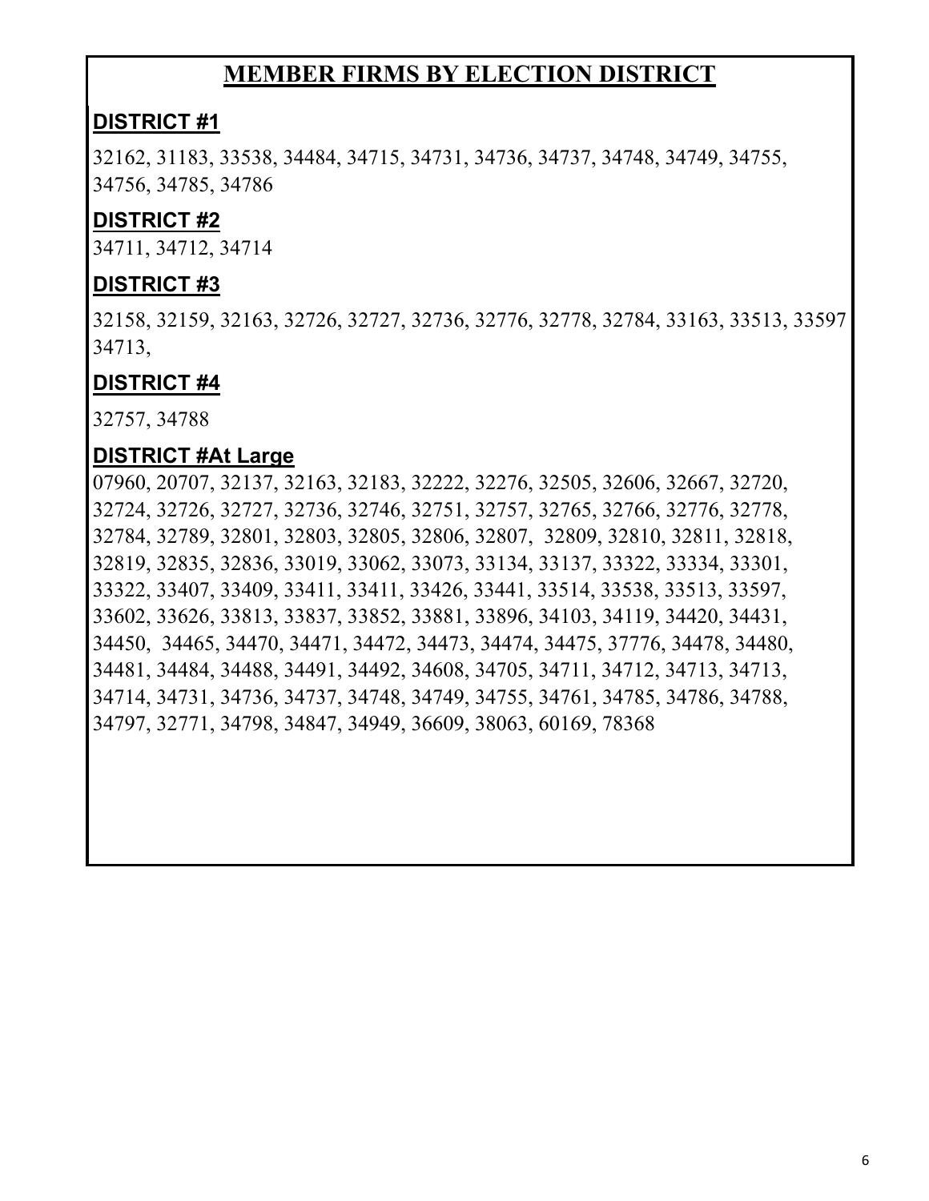# MEMBER FIRMS BY ELECTION DISTRICT

## DISTRICT #1

32162, 31183, 33538, 34484, 34715, 34731, 34736, 34737, 34748, 34749, 34755, 34756, 34785, 34786

## DISTRICT #2

34711, 34712, 34714

## DISTRICT #3

32158, 32159, 32163, 32726, 32727, 32736, 32776, 32778, 32784, 33163, 33513, 33597 34713,

## DISTRICT #4

32757, 34788

## DISTRICT #At Large

07960, 20707, 32137, 32163, 32183, 32222, 32276, 32505, 32606, 32667, 32720, 32724, 32726, 32727, 32736, 32746, 32751, 32757, 32765, 32766, 32776, 32778, 32784, 32789, 32801, 32803, 32805, 32806, 32807, 32809, 32810, 32811, 32818, 32819, 32835, 32836, 33019, 33062, 33073, 33134, 33137, 33322, 33334, 33301, 33322, 33407, 33409, 33411, 33411, 33426, 33441, 33514, 33538, 33513, 33597, 33602, 33626, 33813, 33837, 33852, 33881, 33896, 34103, 34119, 34420, 34431, 34450, 34465, 34470, 34471, 34472, 34473, 34474, 34475, 37776, 34478, 34480, 34481, 34484, 34488, 34491, 34492, 34608, 34705, 34711, 34712, 34713, 34713, 34714, 34731, 34736, 34737, 34748, 34749, 34755, 34761, 34785, 34786, 34788, 34797, 32771, 34798, 34847, 34949, 36609, 38063, 60169, 78368